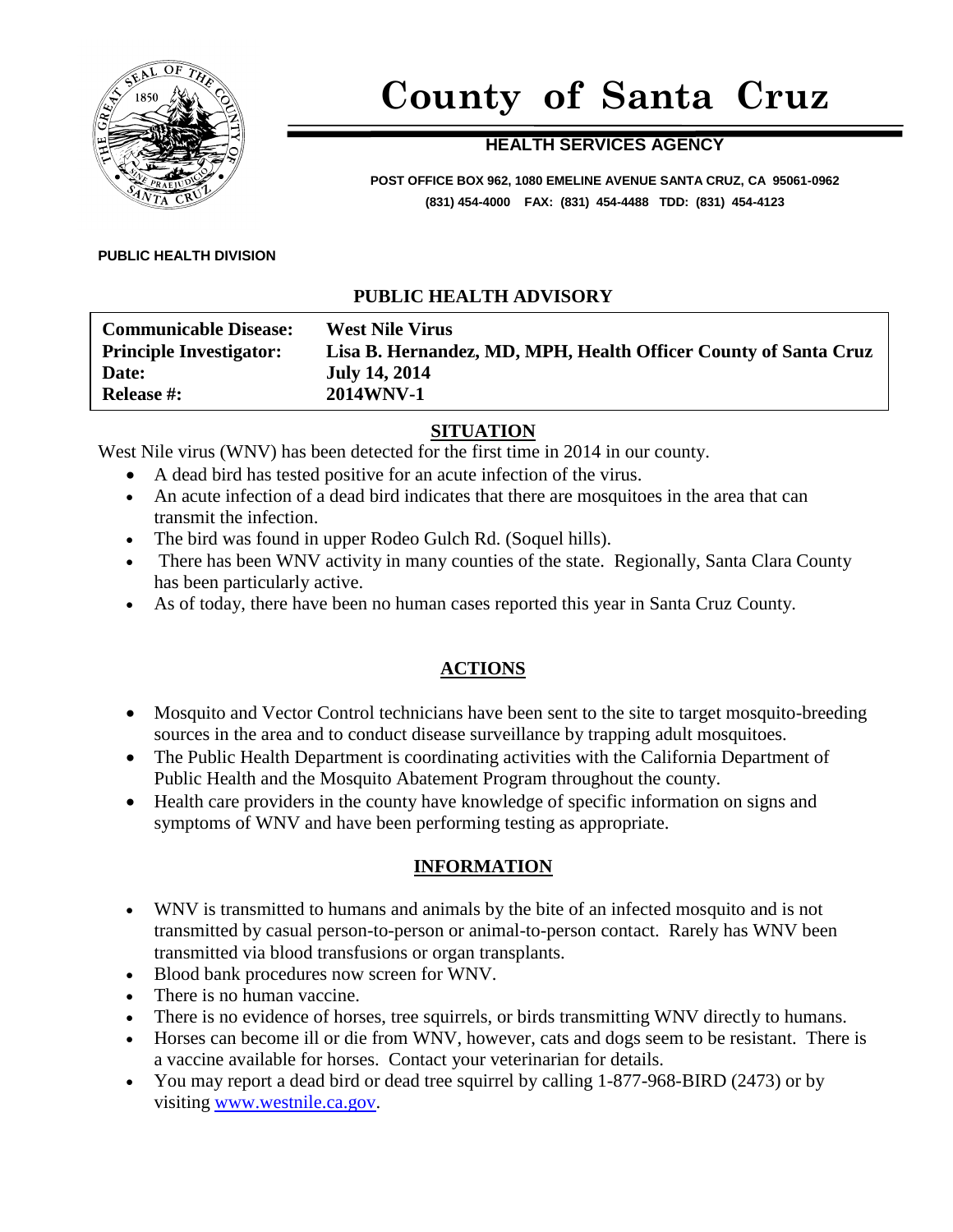# County of Santa Cruz

## HEALTH SERVICES AGENCY

**POST OFFICE BOX 962, 1080 EMELINE AVENUE SANTA CRUZ, CA 95061-0962**
**(831) 454-4000 FAX: (831) 454-4488 TDD: (831) 454-4123**

**PUBLIC HEALTH DIVISION**

## PUBLIC HEALTH ADVISORY

| | |
|---|---|
| **Communicable Disease:** | **West Nile Virus** |
| **Principle Investigator:** | **Lisa B. Hernandez, MD, MPH, Health Officer County of Santa Cruz** |
| **Date:** | **July 14, 2014** |
| **Release #:** | **2014WNV-1** |

### SITUATION

West Nile virus (WNV) has been detected for the first time in 2014 in our county.

- A dead bird has tested positive for an acute infection of the virus.
- An acute infection of a dead bird indicates that there are mosquitoes in the area that can transmit the infection.
- The bird was found in upper Rodeo Gulch Rd. (Soquel hills).
- There has been WNV activity in many counties of the state. Regionally, Santa Clara County has been particularly active.
- As of today, there have been no human cases reported this year in Santa Cruz County.

### ACTIONS

- Mosquito and Vector Control technicians have been sent to the site to target mosquito-breeding sources in the area and to conduct disease surveillance by trapping adult mosquitoes.
- The Public Health Department is coordinating activities with the California Department of Public Health and the Mosquito Abatement Program throughout the county.
- Health care providers in the county have knowledge of specific information on signs and symptoms of WNV and have been performing testing as appropriate.

### INFORMATION

- WNV is transmitted to humans and animals by the bite of an infected mosquito and is not transmitted by casual person-to-person or animal-to-person contact. Rarely has WNV been transmitted via blood transfusions or organ transplants.
- Blood bank procedures now screen for WNV.
- There is no human vaccine.
- There is no evidence of horses, tree squirrels, or birds transmitting WNV directly to humans.
- Horses can become ill or die from WNV, however, cats and dogs seem to be resistant. There is a vaccine available for horses. Contact your veterinarian for details.
- You may report a dead bird or dead tree squirrel by calling 1-877-968-BIRD (2473) or by visiting [www.westnile.ca.gov](http://www.westnile.ca.gov).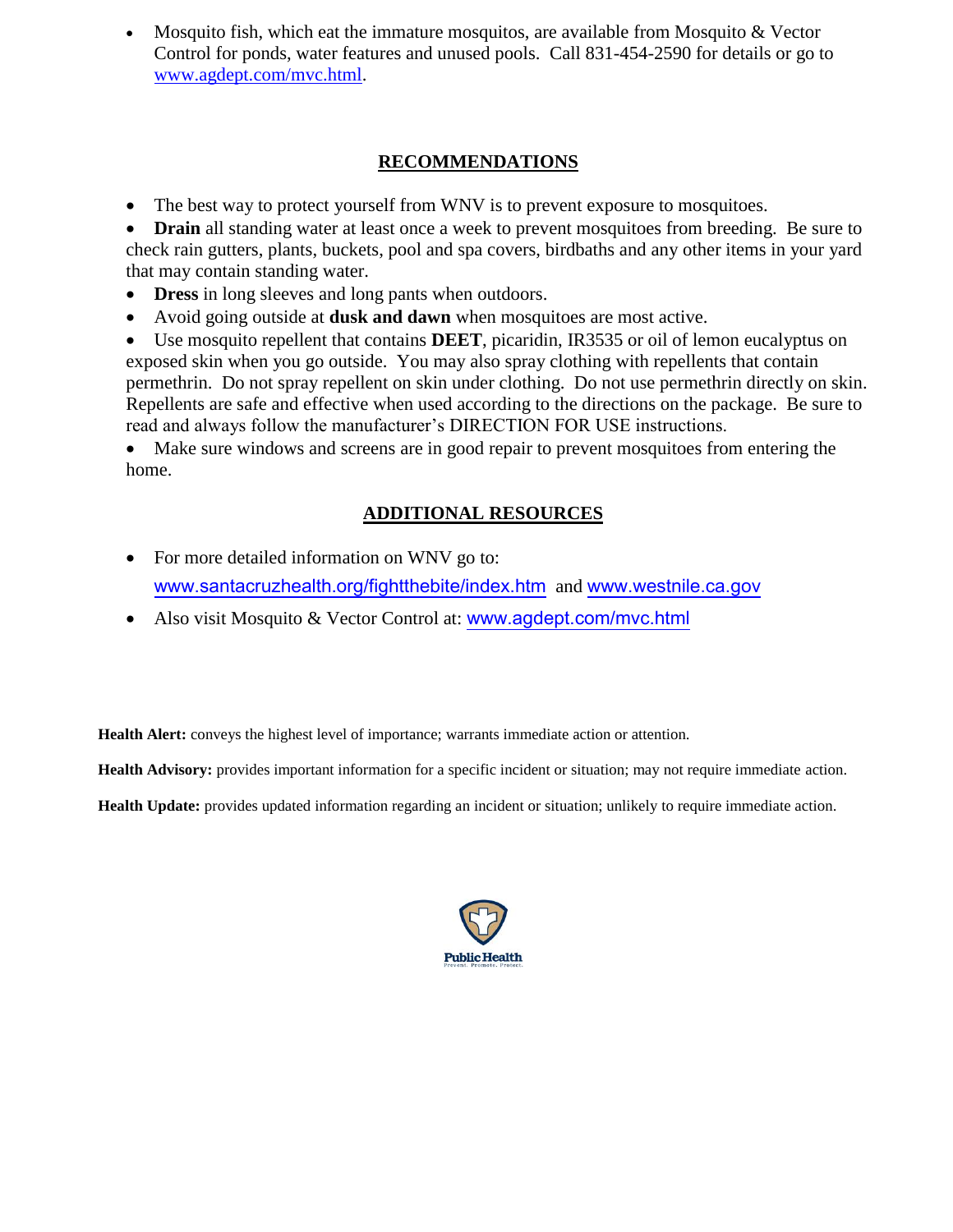- Mosquito fish, which eat the immature mosquitos, are available from Mosquito & Vector Control for ponds, water features and unused pools. Call 831-454-2590 for details or go to www.agdept.com/mvc.html.

## RECOMMENDATIONS

- The best way to protect yourself from WNV is to prevent exposure to mosquitoes.
- **Drain** all standing water at least once a week to prevent mosquitoes from breeding. Be sure to check rain gutters, plants, buckets, pool and spa covers, birdbaths and any other items in your yard that may contain standing water.
- **Dress** in long sleeves and long pants when outdoors.
- Avoid going outside at **dusk and dawn** when mosquitoes are most active.
- Use mosquito repellent that contains **DEET**, picaridin, IR3535 or oil of lemon eucalyptus on exposed skin when you go outside. You may also spray clothing with repellents that contain permethrin. Do not spray repellent on skin under clothing. Do not use permethrin directly on skin. Repellents are safe and effective when used according to the directions on the package. Be sure to read and always follow the manufacturer's DIRECTION FOR USE instructions.
- Make sure windows and screens are in good repair to prevent mosquitoes from entering the home.

## ADDITIONAL RESOURCES

- For more detailed information on WNV go to: www.santacruzhealth.org/fightthebite/index.htm and www.westnile.ca.gov
- Also visit Mosquito & Vector Control at: www.agdept.com/mvc.html

**Health Alert:** conveys the highest level of importance; warrants immediate action or attention.

**Health Advisory:** provides important information for a specific incident or situation; may not require immediate action.

**Health Update:** provides updated information regarding an incident or situation; unlikely to require immediate action.

Public Health
Prevent. Promote. Protect.